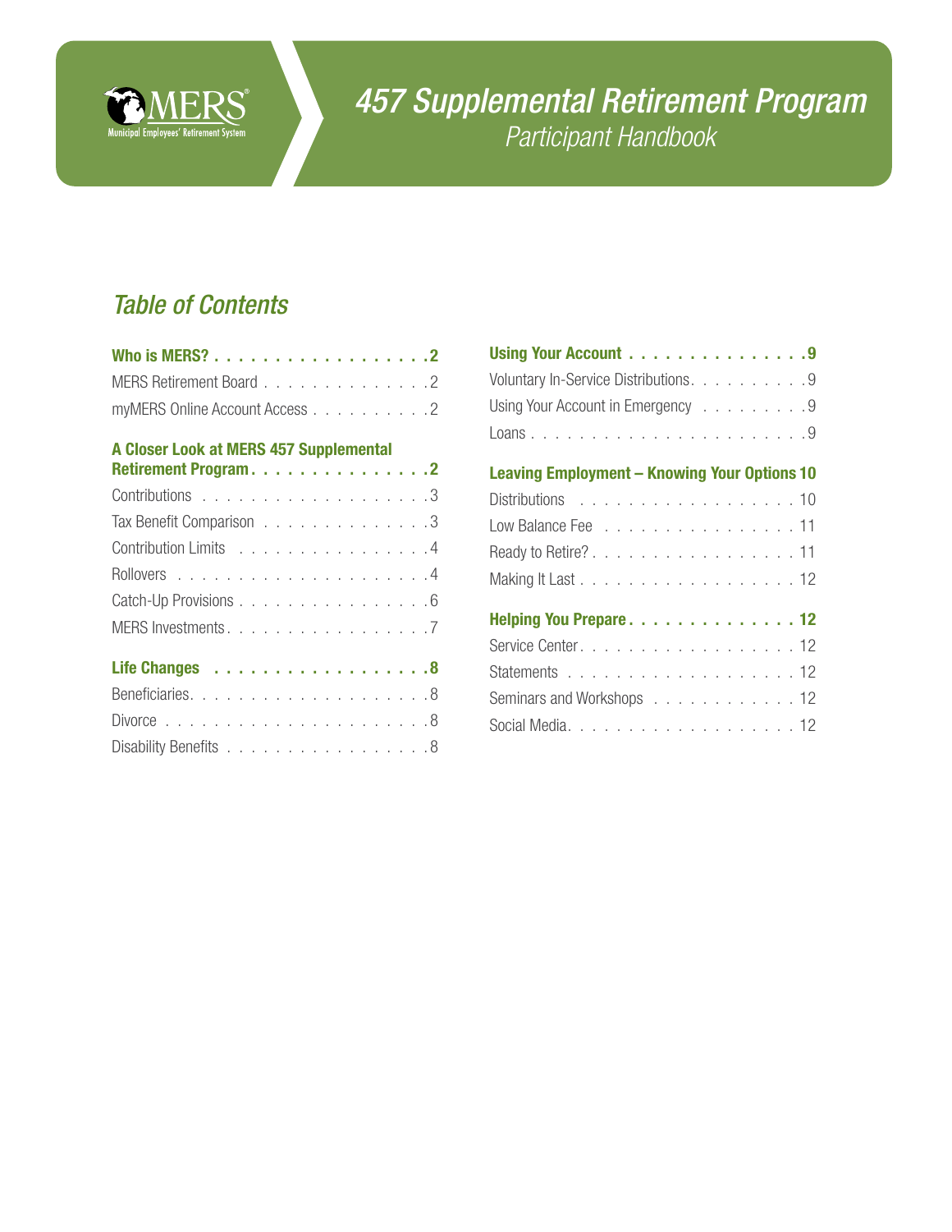MERS
Municipal Employees' Retirement System

# *457 Supplemental Retirement Program*

*Participant Handbook*

## *Table of Contents*

**Who is MERS? . . . . . . . . . . . . . . . . . . 2**
MERS Retirement Board . . . . . . . . . . . . . . 2
myMERS Online Account Access . . . . . . . . . . 2

**A Closer Look at MERS 457 Supplemental Retirement Program . . . . . . . . . . . . . . . 2**
Contributions . . . . . . . . . . . . . . . . . . . 3
Tax Benefit Comparison . . . . . . . . . . . . . . 3
Contribution Limits . . . . . . . . . . . . . . . . 4
Rollovers . . . . . . . . . . . . . . . . . . . . . 4
Catch-Up Provisions . . . . . . . . . . . . . . . . 6
MERS Investments . . . . . . . . . . . . . . . . . 7

**Life Changes . . . . . . . . . . . . . . . . . . 8**
Beneficiaries . . . . . . . . . . . . . . . . . . . 8
Divorce . . . . . . . . . . . . . . . . . . . . . . 8
Disability Benefits . . . . . . . . . . . . . . . . 8

**Using Your Account . . . . . . . . . . . . . . . 9**
Voluntary In-Service Distributions . . . . . . . . 9
Using Your Account in Emergency . . . . . . . . . 9
Loans . . . . . . . . . . . . . . . . . . . . . . . 9

**Leaving Employment – Knowing Your Options 10**
Distributions . . . . . . . . . . . . . . . . . . . 10
Low Balance Fee . . . . . . . . . . . . . . . . . . 11
Ready to Retire? . . . . . . . . . . . . . . . . . . 11
Making It Last . . . . . . . . . . . . . . . . . . . 12

**Helping You Prepare . . . . . . . . . . . . . . 12**
Service Center . . . . . . . . . . . . . . . . . . . 12
Statements . . . . . . . . . . . . . . . . . . . . . 12
Seminars and Workshops . . . . . . . . . . . . . . 12
Social Media . . . . . . . . . . . . . . . . . . . . 12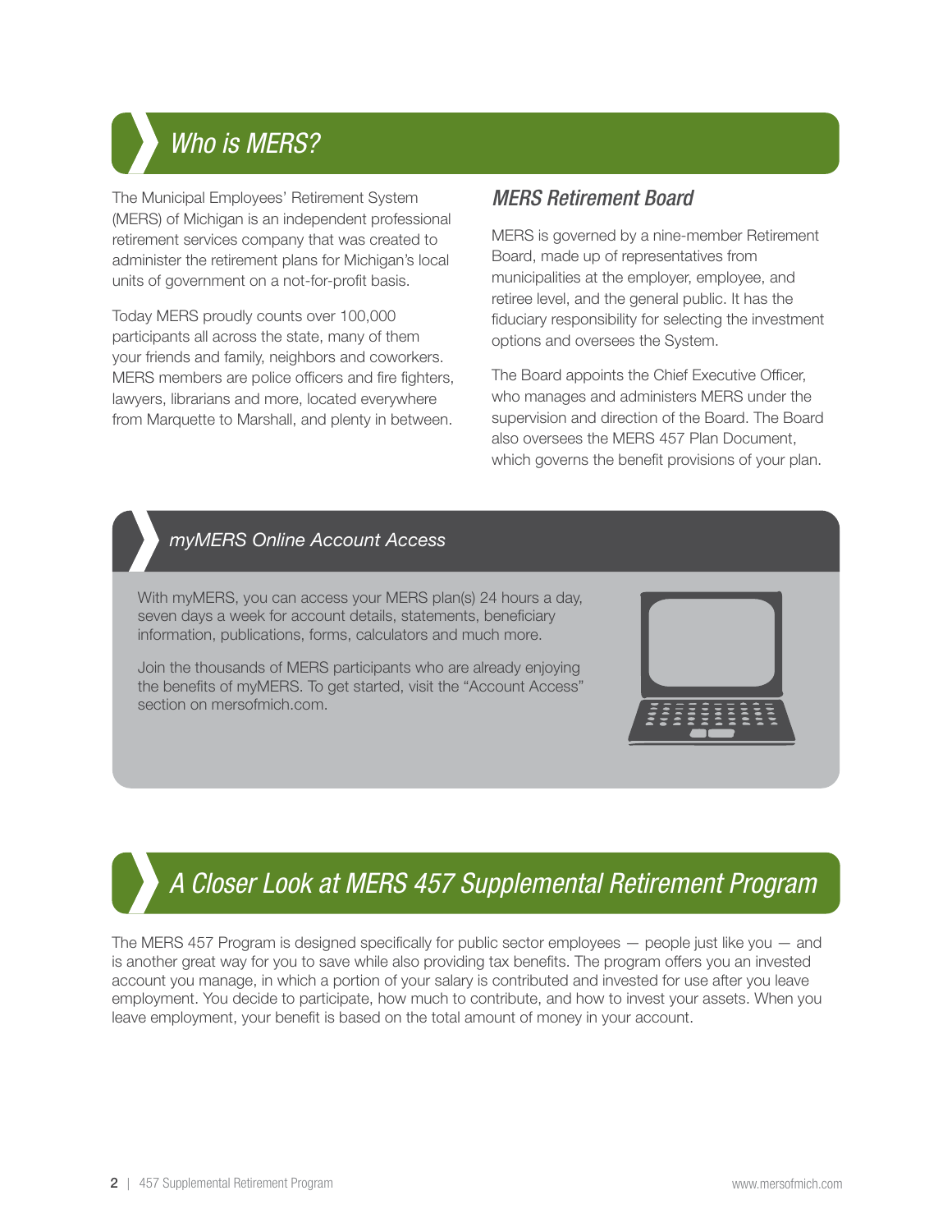## *Who is MERS?*

The Municipal Employees' Retirement System (MERS) of Michigan is an independent professional retirement services company that was created to administer the retirement plans for Michigan's local units of government on a not-for-profit basis.

Today MERS proudly counts over 100,000 participants all across the state, many of them your friends and family, neighbors and coworkers. MERS members are police officers and fire fighters, lawyers, librarians and more, located everywhere from Marquette to Marshall, and plenty in between.

### *MERS Retirement Board*

MERS is governed by a nine-member Retirement Board, made up of representatives from municipalities at the employer, employee, and retiree level, and the general public. It has the fiduciary responsibility for selecting the investment options and oversees the System.

The Board appoints the Chief Executive Officer, who manages and administers MERS under the supervision and direction of the Board. The Board also oversees the MERS 457 Plan Document, which governs the benefit provisions of your plan.

### *myMERS Online Account Access*

With myMERS, you can access your MERS plan(s) 24 hours a day, seven days a week for account details, statements, beneficiary information, publications, forms, calculators and much more.

Join the thousands of MERS participants who are already enjoying the benefits of myMERS. To get started, visit the "Account Access" section on mersofmich.com.

## *A Closer Look at MERS 457 Supplemental Retirement Program*

The MERS 457 Program is designed specifically for public sector employees — people just like you — and is another great way for you to save while also providing tax benefits. The program offers you an invested account you manage, in which a portion of your salary is contributed and invested for use after you leave employment. You decide to participate, how much to contribute, and how to invest your assets. When you leave employment, your benefit is based on the total amount of money in your account.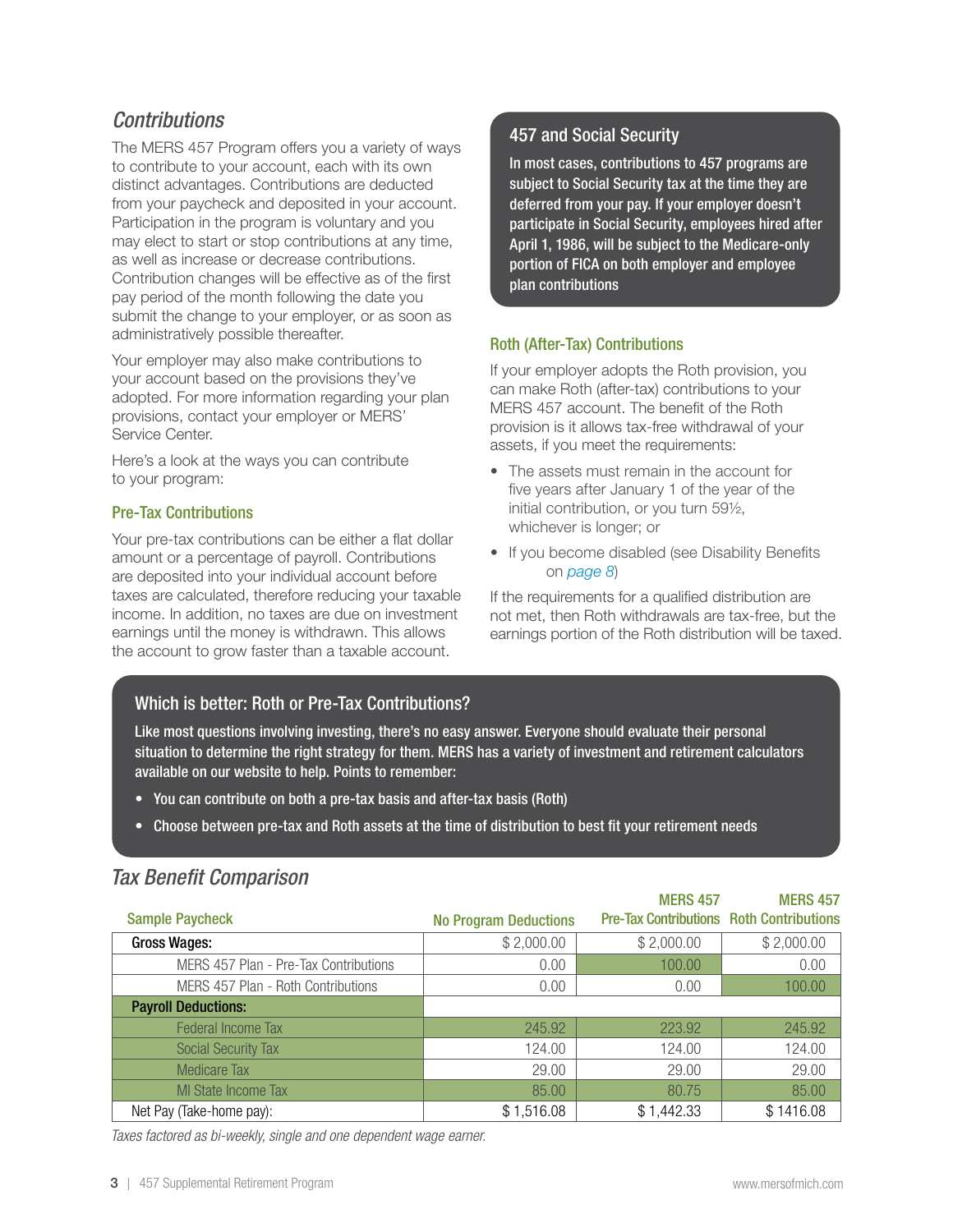## *Contributions*

The MERS 457 Program offers you a variety of ways to contribute to your account, each with its own distinct advantages. Contributions are deducted from your paycheck and deposited in your account. Participation in the program is voluntary and you may elect to start or stop contributions at any time, as well as increase or decrease contributions. Contribution changes will be effective as of the first pay period of the month following the date you submit the change to your employer, or as soon as administratively possible thereafter.

Your employer may also make contributions to your account based on the provisions they've adopted. For more information regarding your plan provisions, contact your employer or MERS' Service Center.

Here's a look at the ways you can contribute to your program:

### Pre-Tax Contributions

Your pre-tax contributions can be either a flat dollar amount or a percentage of payroll. Contributions are deposited into your individual account before taxes are calculated, therefore reducing your taxable income. In addition, no taxes are due on investment earnings until the money is withdrawn. This allows the account to grow faster than a taxable account.

### 457 and Social Security

**In most cases, contributions to 457 programs are subject to Social Security tax at the time they are deferred from your pay. If your employer doesn't participate in Social Security, employees hired after April 1, 1986, will be subject to the Medicare-only portion of FICA on both employer and employee plan contributions**

### Roth (After-Tax) Contributions

If your employer adopts the Roth provision, you can make Roth (after-tax) contributions to your MERS 457 account. The benefit of the Roth provision is it allows tax-free withdrawal of your assets, if you meet the requirements:

- The assets must remain in the account for five years after January 1 of the year of the initial contribution, or you turn 59½, whichever is longer; or
- If you become disabled (see Disability Benefits on page 8)

If the requirements for a qualified distribution are not met, then Roth withdrawals are tax-free, but the earnings portion of the Roth distribution will be taxed.

### Which is better: Roth or Pre-Tax Contributions?

**Like most questions involving investing, there's no easy answer. Everyone should evaluate their personal situation to determine the right strategy for them. MERS has a variety of investment and retirement calculators available on our website to help. Points to remember:**

- **You can contribute on both a pre-tax basis and after-tax basis (Roth)**
- **Choose between pre-tax and Roth assets at the time of distribution to best fit your retirement needs**

## *Tax Benefit Comparison*

| Sample Paycheck | No Program Deductions | MERS 457 Pre-Tax Contributions | MERS 457 Roth Contributions |
|---|---|---|---|
| **Gross Wages:** | $ 2,000.00 | $ 2,000.00 | $ 2,000.00 |
| MERS 457 Plan - Pre-Tax Contributions | 0.00 | 100.00 | 0.00 |
| MERS 457 Plan - Roth Contributions | 0.00 | 0.00 | 100.00 |
| **Payroll Deductions:** | | | |
| Federal Income Tax | 245.92 | 223.92 | 245.92 |
| Social Security Tax | 124.00 | 124.00 | 124.00 |
| Medicare Tax | 29.00 | 29.00 | 29.00 |
| MI State Income Tax | 85.00 | 80.75 | 85.00 |
| Net Pay (Take-home pay): | $ 1,516.08 | $ 1,442.33 | $ 1416.08 |

*Taxes factored as bi-weekly, single and one dependent wage earner.*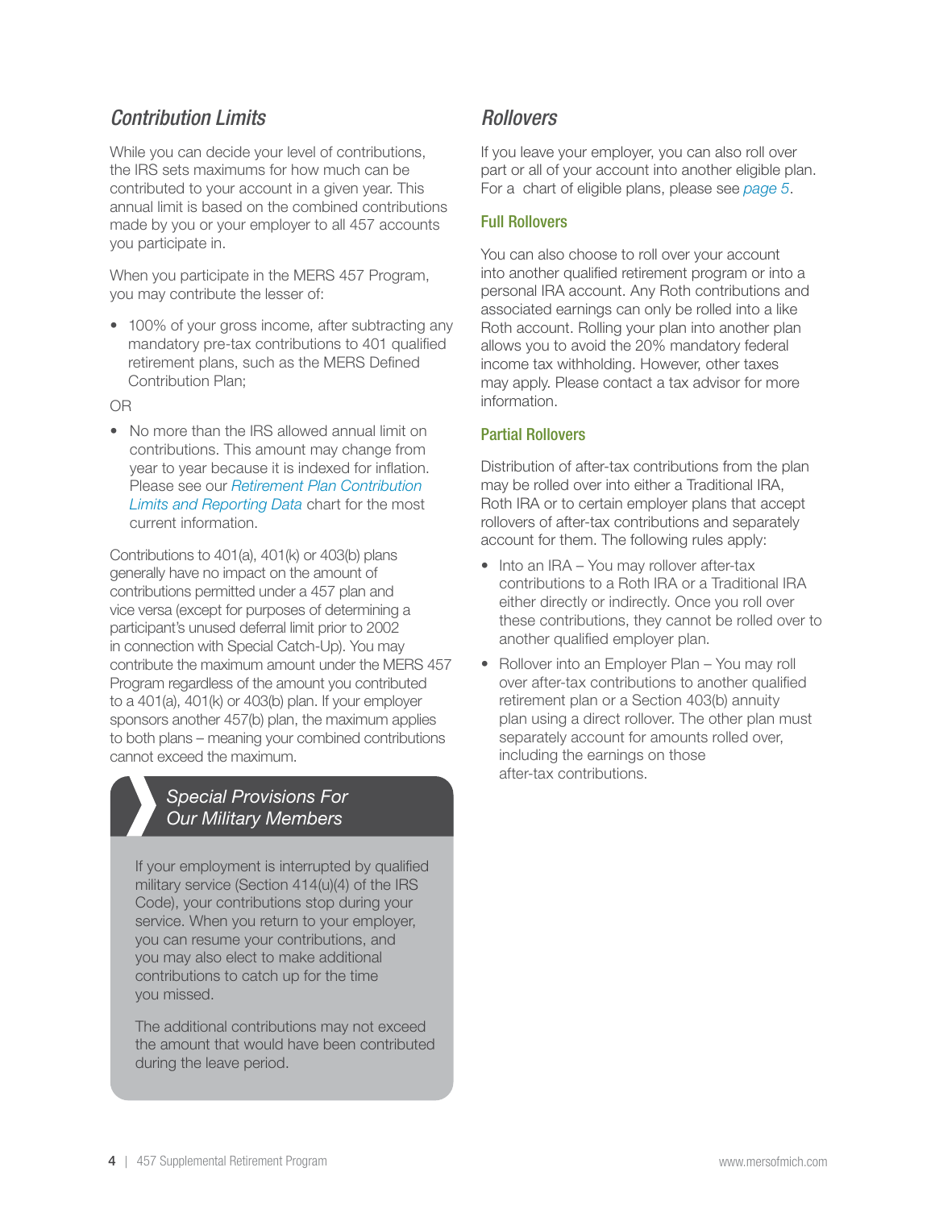## *Contribution Limits*

While you can decide your level of contributions, the IRS sets maximums for how much can be contributed to your account in a given year. This annual limit is based on the combined contributions made by you or your employer to all 457 accounts you participate in.

When you participate in the MERS 457 Program, you may contribute the lesser of:

- 100% of your gross income, after subtracting any mandatory pre-tax contributions to 401 qualified retirement plans, such as the MERS Defined Contribution Plan;

OR

- No more than the IRS allowed annual limit on contributions. This amount may change from year to year because it is indexed for inflation. Please see our *Retirement Plan Contribution Limits and Reporting Data* chart for the most current information.

Contributions to 401(a), 401(k) or 403(b) plans generally have no impact on the amount of contributions permitted under a 457 plan and vice versa (except for purposes of determining a participant's unused deferral limit prior to 2002 in connection with Special Catch-Up). You may contribute the maximum amount under the MERS 457 Program regardless of the amount you contributed to a 401(a), 401(k) or 403(b) plan. If your employer sponsors another 457(b) plan, the maximum applies to both plans – meaning your combined contributions cannot exceed the maximum.

### *Special Provisions For Our Military Members*

If your employment is interrupted by qualified military service (Section 414(u)(4) of the IRS Code), your contributions stop during your service. When you return to your employer, you can resume your contributions, and you may also elect to make additional contributions to catch up for the time you missed.

The additional contributions may not exceed the amount that would have been contributed during the leave period.

## *Rollovers*

If you leave your employer, you can also roll over part or all of your account into another eligible plan. For a chart of eligible plans, please see *page 5*.

### Full Rollovers

You can also choose to roll over your account into another qualified retirement program or into a personal IRA account. Any Roth contributions and associated earnings can only be rolled into a like Roth account. Rolling your plan into another plan allows you to avoid the 20% mandatory federal income tax withholding. However, other taxes may apply. Please contact a tax advisor for more information.

### Partial Rollovers

Distribution of after-tax contributions from the plan may be rolled over into either a Traditional IRA, Roth IRA or to certain employer plans that accept rollovers of after-tax contributions and separately account for them. The following rules apply:

- Into an IRA – You may rollover after-tax contributions to a Roth IRA or a Traditional IRA either directly or indirectly. Once you roll over these contributions, they cannot be rolled over to another qualified employer plan.
- Rollover into an Employer Plan – You may roll over after-tax contributions to another qualified retirement plan or a Section 403(b) annuity plan using a direct rollover. The other plan must separately account for amounts rolled over, including the earnings on those after-tax contributions.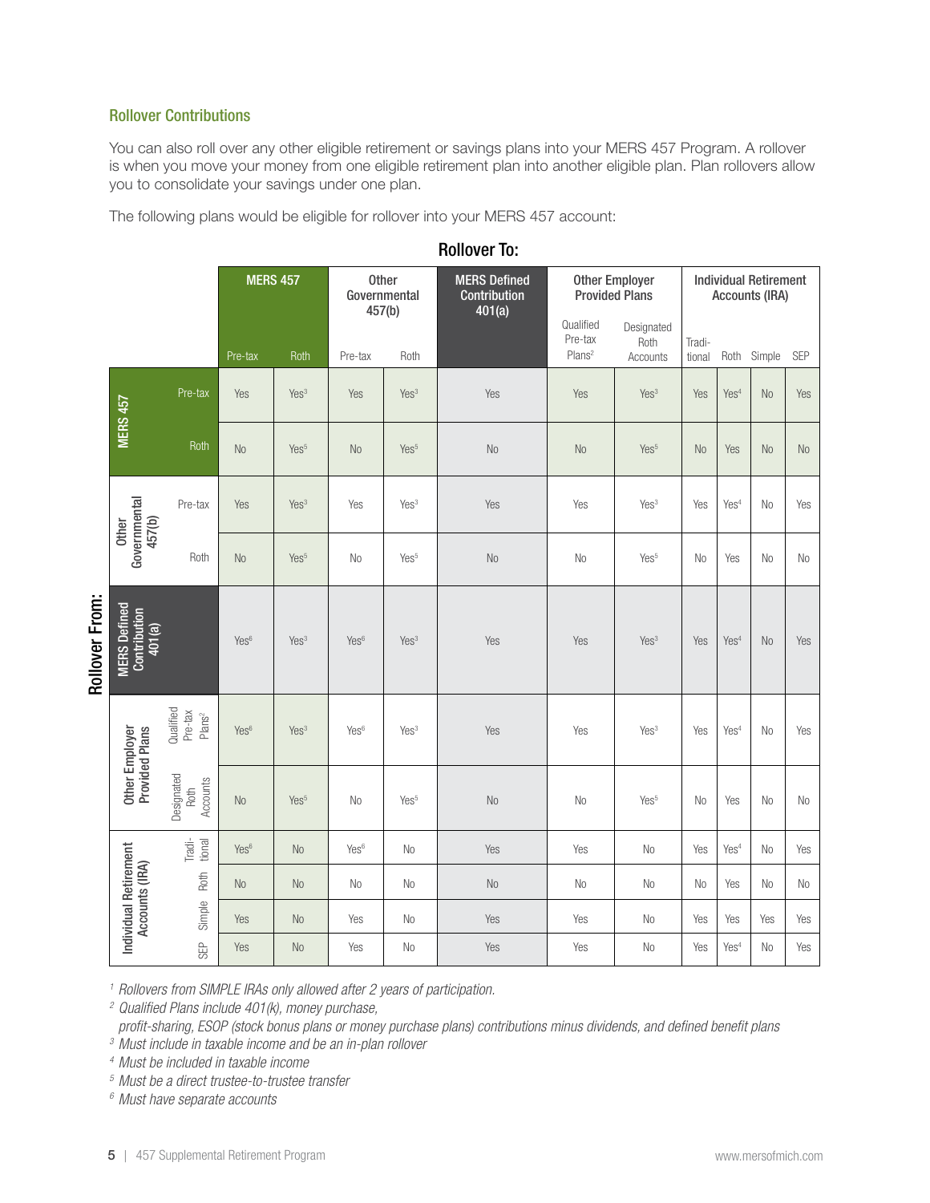### Rollover Contributions

You can also roll over any other eligible retirement or savings plans into your MERS 457 Program. A rollover is when you move your money from one eligible retirement plan into another eligible plan. Plan rollovers allow you to consolidate your savings under one plan.

The following plans would be eligible for rollover into your MERS 457 account:

**Rollover To:**

| Rollover From: | | MERS 457 | | Other Governmental 457(b) | | MERS Defined Contribution 401(a) | Other Employer Provided Plans | | Individual Retirement Accounts (IRA) | | | |
|---|---|---|---|---|---|---|---|---|---|---|---|---|
| | | Pre-tax | Roth | Pre-tax | Roth | | Qualified Pre-tax Plans[2] | Designated Roth Accounts | Traditional | Roth | Simple | SEP |
| MERS 457 | Pre-tax | Yes | Yes[3] | Yes | Yes[3] | Yes | Yes | Yes[3] | Yes | Yes[4] | No | Yes |
| MERS 457 | Roth | No | Yes[5] | No | Yes[5] | No | No | Yes[5] | No | Yes | No | No |
| Other Governmental 457(b) | Pre-tax | Yes | Yes[3] | Yes | Yes[3] | Yes | Yes | Yes[3] | Yes | Yes[4] | No | Yes |
| Other Governmental 457(b) | Roth | No | Yes[5] | No | Yes[5] | No | No | Yes[5] | No | Yes | No | No |
| MERS Defined Contribution 401(a) | | Yes[6] | Yes[3] | Yes[6] | Yes[3] | Yes | Yes | Yes[3] | Yes | Yes[4] | No | Yes |
| Other Employer Provided Plans | Qualified Pre-tax Plans[2] | Yes[6] | Yes[3] | Yes[6] | Yes[3] | Yes | Yes | Yes[3] | Yes | Yes[4] | No | Yes |
| Other Employer Provided Plans | Designated Roth Accounts | No | Yes[5] | No | Yes[5] | No | No | Yes[5] | No | Yes | No | No |
| Individual Retirement Accounts (IRA) | Traditional | Yes[6] | No | Yes[6] | No | Yes | Yes | No | Yes | Yes[4] | No | Yes |
| Individual Retirement Accounts (IRA) | Roth | No | No | No | No | No | No | No | No | Yes | No | No |
| Individual Retirement Accounts (IRA) | Simple | Yes | No | Yes | No | Yes | Yes | No | Yes | Yes | Yes | Yes |
| Individual Retirement Accounts (IRA) | SEP | Yes | No | Yes | No | Yes | Yes | No | Yes | Yes[4] | No | Yes |

*[1] Rollovers from SIMPLE IRAs only allowed after 2 years of participation.*

*[2] Qualified Plans include 401(k), money purchase, profit-sharing, ESOP (stock bonus plans or money purchase plans) contributions minus dividends, and defined benefit plans*

*[3] Must include in taxable income and be an in-plan rollover*

*[4] Must be included in taxable income*

*[5] Must be a direct trustee-to-trustee transfer*

*[6] Must have separate accounts*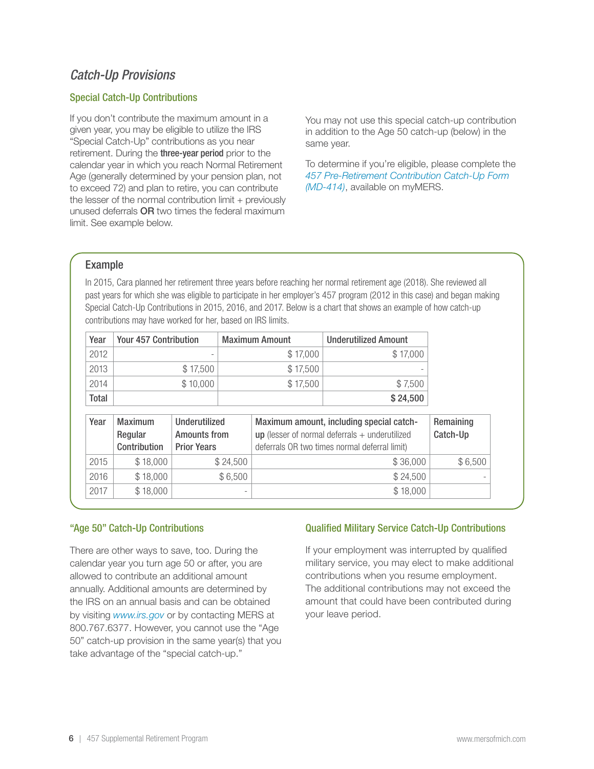## *Catch-Up Provisions*

### Special Catch-Up Contributions

If you don't contribute the maximum amount in a given year, you may be eligible to utilize the IRS "Special Catch-Up" contributions as you near retirement. During the **three-year period** prior to the calendar year in which you reach Normal Retirement Age (generally determined by your pension plan, not to exceed 72) and plan to retire, you can contribute the lesser of the normal contribution limit + previously unused deferrals **OR** two times the federal maximum limit. See example below.

You may not use this special catch-up contribution in addition to the Age 50 catch-up (below) in the same year.

To determine if you're eligible, please complete the *457 Pre-Retirement Contribution Catch-Up Form (MD-414)*, available on myMERS.

### Example

In 2015, Cara planned her retirement three years before reaching her normal retirement age (2018). She reviewed all past years for which she was eligible to participate in her employer's 457 program (2012 in this case) and began making Special Catch-Up Contributions in 2015, 2016, and 2017. Below is a chart that shows an example of how catch-up contributions may have worked for her, based on IRS limits.

| Year | Your 457 Contribution | Maximum Amount | Underutilized Amount |
|---|---|---|---|
| 2012 | - | $ 17,000 | $ 17,000 |
| 2013 | $ 17,500 | $ 17,500 | - |
| 2014 | $ 10,000 | $ 17,500 | $ 7,500 |
| **Total** | | | **$ 24,500** |

| Year | Maximum Regular Contribution | Underutilized Amounts from Prior Years | **Maximum amount, including special catch-up** (lesser of normal deferrals + underutilized deferrals OR two times normal deferral limit) | Remaining Catch-Up |
|---|---|---|---|---|
| 2015 | $ 18,000 | $ 24,500 | $ 36,000 | $ 6,500 |
| 2016 | $ 18,000 | $ 6,500 | $ 24,500 | - |
| 2017 | $ 18,000 | - | $ 18,000 | |

### "Age 50" Catch-Up Contributions

There are other ways to save, too. During the calendar year you turn age 50 or after, you are allowed to contribute an additional amount annually. Additional amounts are determined by the IRS on an annual basis and can be obtained by visiting *www.irs.gov* or by contacting MERS at 800.767.6377. However, you cannot use the "Age 50" catch-up provision in the same year(s) that you take advantage of the "special catch-up."

### Qualified Military Service Catch-Up Contributions

If your employment was interrupted by qualified military service, you may elect to make additional contributions when you resume employment. The additional contributions may not exceed the amount that could have been contributed during your leave period.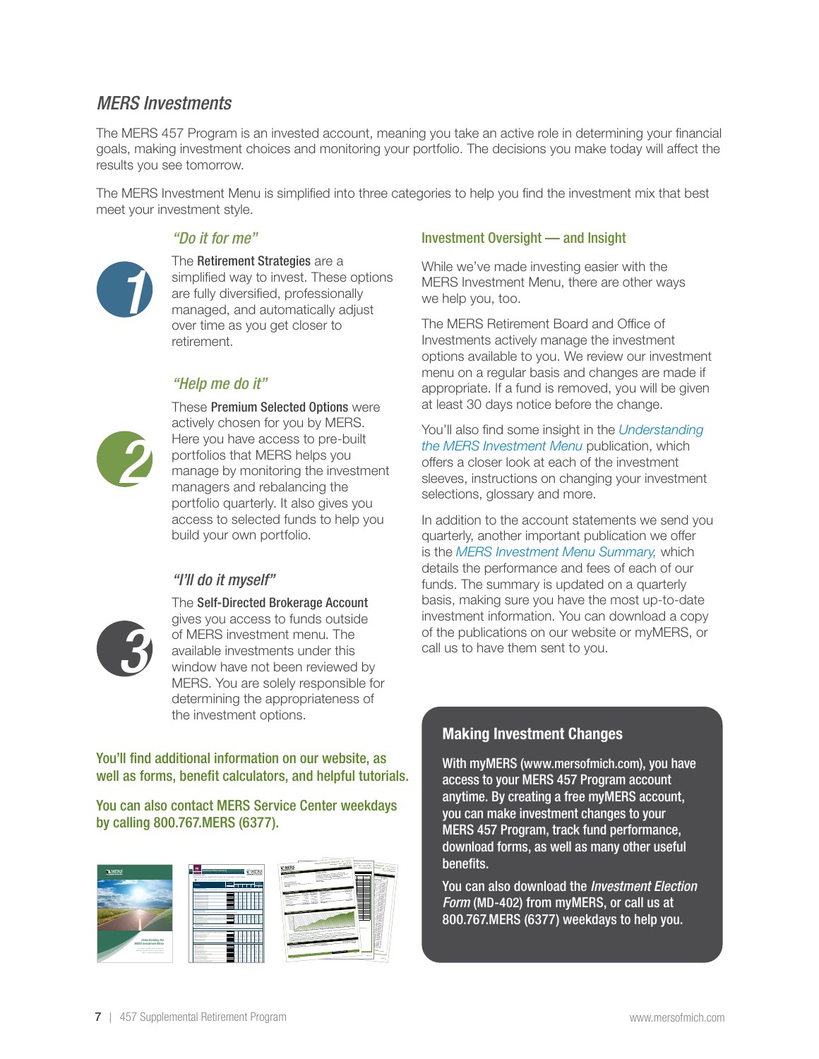## *MERS Investments*

The MERS 457 Program is an invested account, meaning you take an active role in determining your financial goals, making investment choices and monitoring your portfolio. The decisions you make today will affect the results you see tomorrow.

The MERS Investment Menu is simplified into three categories to help you find the investment mix that best meet your investment style.

### *"Do it for me"*

1

The **Retirement Strategies** are a simplified way to invest. These options are fully diversified, professionally managed, and automatically adjust over time as you get closer to retirement.

### *"Help me do it"*

2

These **Premium Selected Options** were actively chosen for you by MERS. Here you have access to pre-built portfolios that MERS helps you manage by monitoring the investment managers and rebalancing the portfolio quarterly. It also gives you access to selected funds to help you build your own portfolio.

### *"I'll do it myself"*

3

The **Self-Directed Brokerage Account** gives you access to funds outside of MERS investment menu. The available investments under this window have not been reviewed by MERS. You are solely responsible for determining the appropriateness of the investment options.

**You'll find additional information on our website, as well as forms, benefit calculators, and helpful tutorials.**

**You can also contact MERS Service Center weekdays by calling 800.767.MERS (6377).**

### Investment Oversight — and Insight

While we've made investing easier with the MERS Investment Menu, there are other ways we help you, too.

The MERS Retirement Board and Office of Investments actively manage the investment options available to you. We review our investment menu on a regular basis and changes are made if appropriate. If a fund is removed, you will be given at least 30 days notice before the change.

You'll also find some insight in the *Understanding the MERS Investment Menu* publication, which offers a closer look at each of the investment sleeves, instructions on changing your investment selections, glossary and more.

In addition to the account statements we send you quarterly, another important publication we offer is the *MERS Investment Menu Summary,* which details the performance and fees of each of our funds. The summary is updated on a quarterly basis, making sure you have the most up-to-date investment information. You can download a copy of the publications on our website or myMERS, or call us to have them sent to you.

### Making Investment Changes

**With myMERS (www.mersofmich.com), you have access to your MERS 457 Program account anytime. By creating a free myMERS account, you can make investment changes to your MERS 457 Program, track fund performance, download forms, as well as many other useful benefits.**

**You can also download the *Investment Election Form* (MD-402) from myMERS, or call us at 800.767.MERS (6377) weekdays to help you.**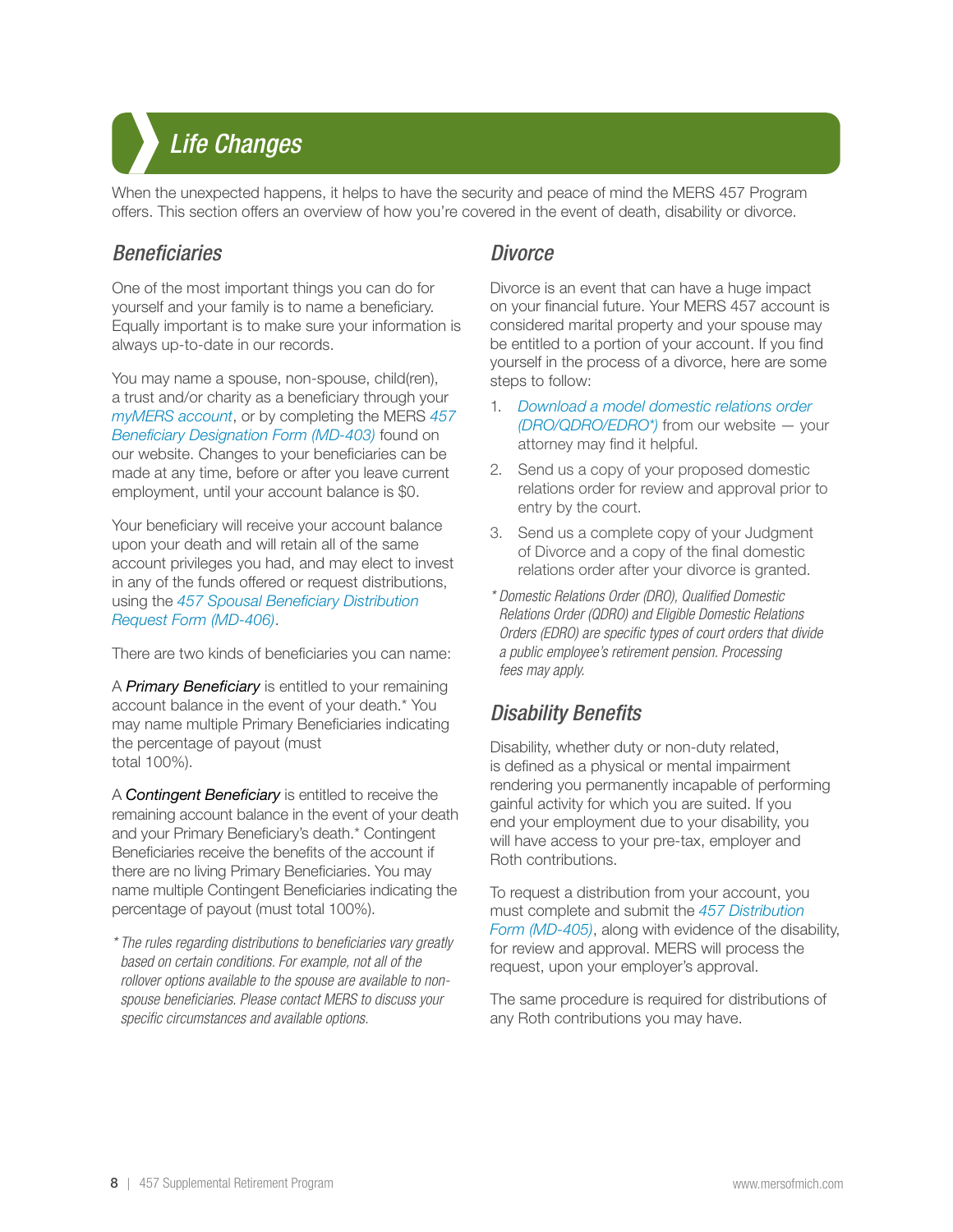# *Life Changes*

When the unexpected happens, it helps to have the security and peace of mind the MERS 457 Program offers. This section offers an overview of how you're covered in the event of death, disability or divorce.

## *Beneficiaries*

One of the most important things you can do for yourself and your family is to name a beneficiary. Equally important is to make sure your information is always up-to-date in our records.

You may name a spouse, non-spouse, child(ren), a trust and/or charity as a beneficiary through your *myMERS account*, or by completing the MERS *457 Beneficiary Designation Form (MD-403)* found on our website. Changes to your beneficiaries can be made at any time, before or after you leave current employment, until your account balance is $0.

Your beneficiary will receive your account balance upon your death and will retain all of the same account privileges you had, and may elect to invest in any of the funds offered or request distributions, using the *457 Spousal Beneficiary Distribution Request Form (MD-406)*.

There are two kinds of beneficiaries you can name:

A ***Primary Beneficiary*** is entitled to your remaining account balance in the event of your death.* You may name multiple Primary Beneficiaries indicating the percentage of payout (must total 100%).

A ***Contingent Beneficiary*** is entitled to receive the remaining account balance in the event of your death and your Primary Beneficiary's death.* Contingent Beneficiaries receive the benefits of the account if there are no living Primary Beneficiaries. You may name multiple Contingent Beneficiaries indicating the percentage of payout (must total 100%).

*\* The rules regarding distributions to beneficiaries vary greatly based on certain conditions. For example, not all of the rollover options available to the spouse are available to non-spouse beneficiaries. Please contact MERS to discuss your specific circumstances and available options.*

## *Divorce*

Divorce is an event that can have a huge impact on your financial future. Your MERS 457 account is considered marital property and your spouse may be entitled to a portion of your account. If you find yourself in the process of a divorce, here are some steps to follow:

1. *Download a model domestic relations order (DRO/QDRO/EDRO\*)* from our website — your attorney may find it helpful.
2. Send us a copy of your proposed domestic relations order for review and approval prior to entry by the court.
3. Send us a complete copy of your Judgment of Divorce and a copy of the final domestic relations order after your divorce is granted.

*\* Domestic Relations Order (DRO), Qualified Domestic Relations Order (QDRO) and Eligible Domestic Relations Orders (EDRO) are specific types of court orders that divide a public employee's retirement pension. Processing fees may apply.*

## *Disability Benefits*

Disability, whether duty or non-duty related, is defined as a physical or mental impairment rendering you permanently incapable of performing gainful activity for which you are suited. If you end your employment due to your disability, you will have access to your pre-tax, employer and Roth contributions.

To request a distribution from your account, you must complete and submit the *457 Distribution Form (MD-405)*, along with evidence of the disability, for review and approval. MERS will process the request, upon your employer's approval.

The same procedure is required for distributions of any Roth contributions you may have.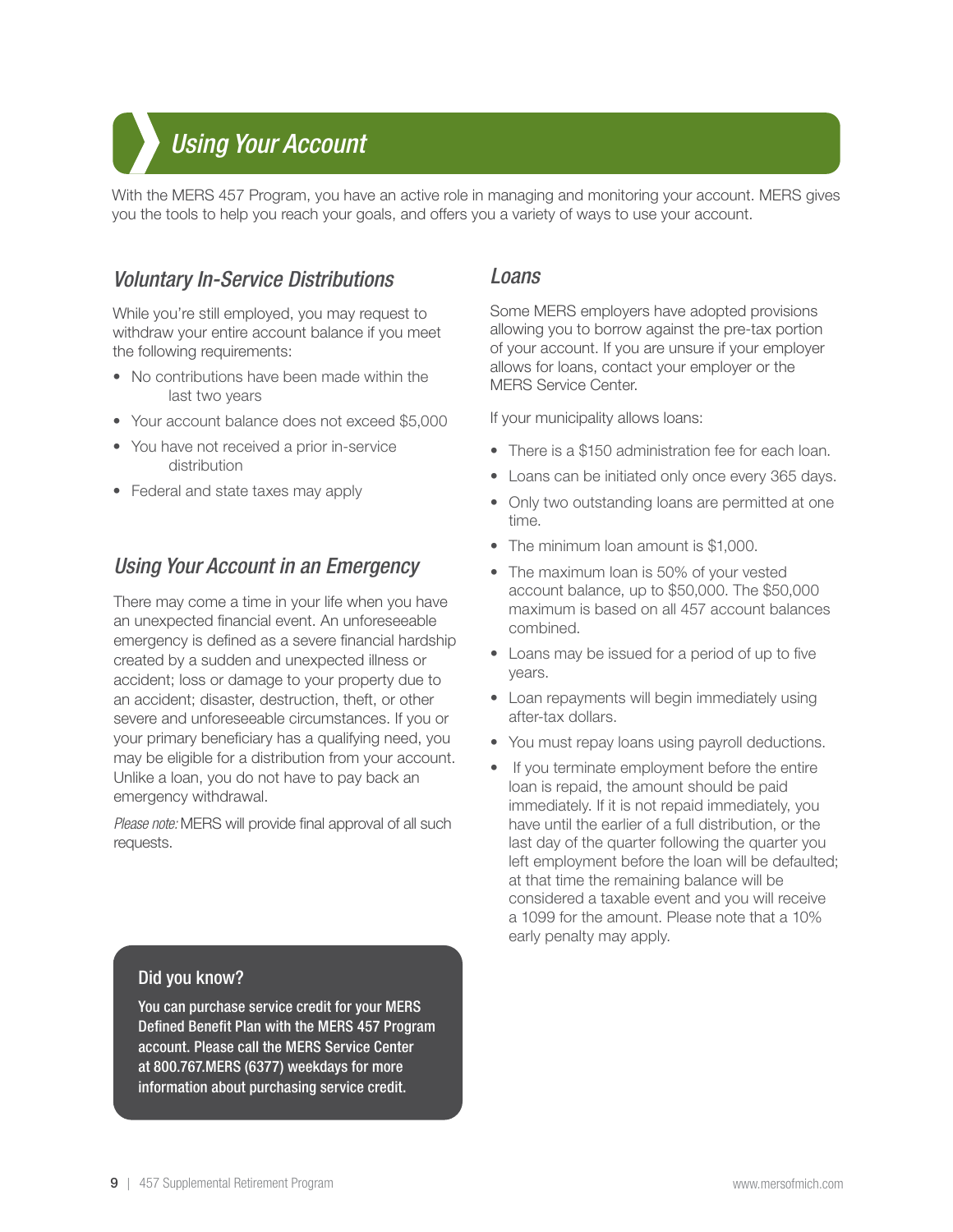# Using Your Account

With the MERS 457 Program, you have an active role in managing and monitoring your account. MERS gives you the tools to help you reach your goals, and offers you a variety of ways to use your account.

## Voluntary In-Service Distributions

While you're still employed, you may request to withdraw your entire account balance if you meet the following requirements:

- No contributions have been made within the last two years
- Your account balance does not exceed $5,000
- You have not received a prior in-service distribution
- Federal and state taxes may apply

## Using Your Account in an Emergency

There may come a time in your life when you have an unexpected financial event. An unforeseeable emergency is defined as a severe financial hardship created by a sudden and unexpected illness or accident; loss or damage to your property due to an accident; disaster, destruction, theft, or other severe and unforeseeable circumstances. If you or your primary beneficiary has a qualifying need, you may be eligible for a distribution from your account. Unlike a loan, you do not have to pay back an emergency withdrawal.

*Please note:* MERS will provide final approval of all such requests.

> **Did you know?**
>
> **You can purchase service credit for your MERS Defined Benefit Plan with the MERS 457 Program account. Please call the MERS Service Center at 800.767.MERS (6377) weekdays for more information about purchasing service credit.**

## Loans

Some MERS employers have adopted provisions allowing you to borrow against the pre-tax portion of your account. If you are unsure if your employer allows for loans, contact your employer or the MERS Service Center.

If your municipality allows loans:

- There is a $150 administration fee for each loan.
- Loans can be initiated only once every 365 days.
- Only two outstanding loans are permitted at one time.
- The minimum loan amount is $1,000.
- The maximum loan is 50% of your vested account balance, up to $50,000. The $50,000 maximum is based on all 457 account balances combined.
- Loans may be issued for a period of up to five years.
- Loan repayments will begin immediately using after-tax dollars.
- You must repay loans using payroll deductions.
- If you terminate employment before the entire loan is repaid, the amount should be paid immediately. If it is not repaid immediately, you have until the earlier of a full distribution, or the last day of the quarter following the quarter you left employment before the loan will be defaulted; at that time the remaining balance will be considered a taxable event and you will receive a 1099 for the amount. Please note that a 10% early penalty may apply.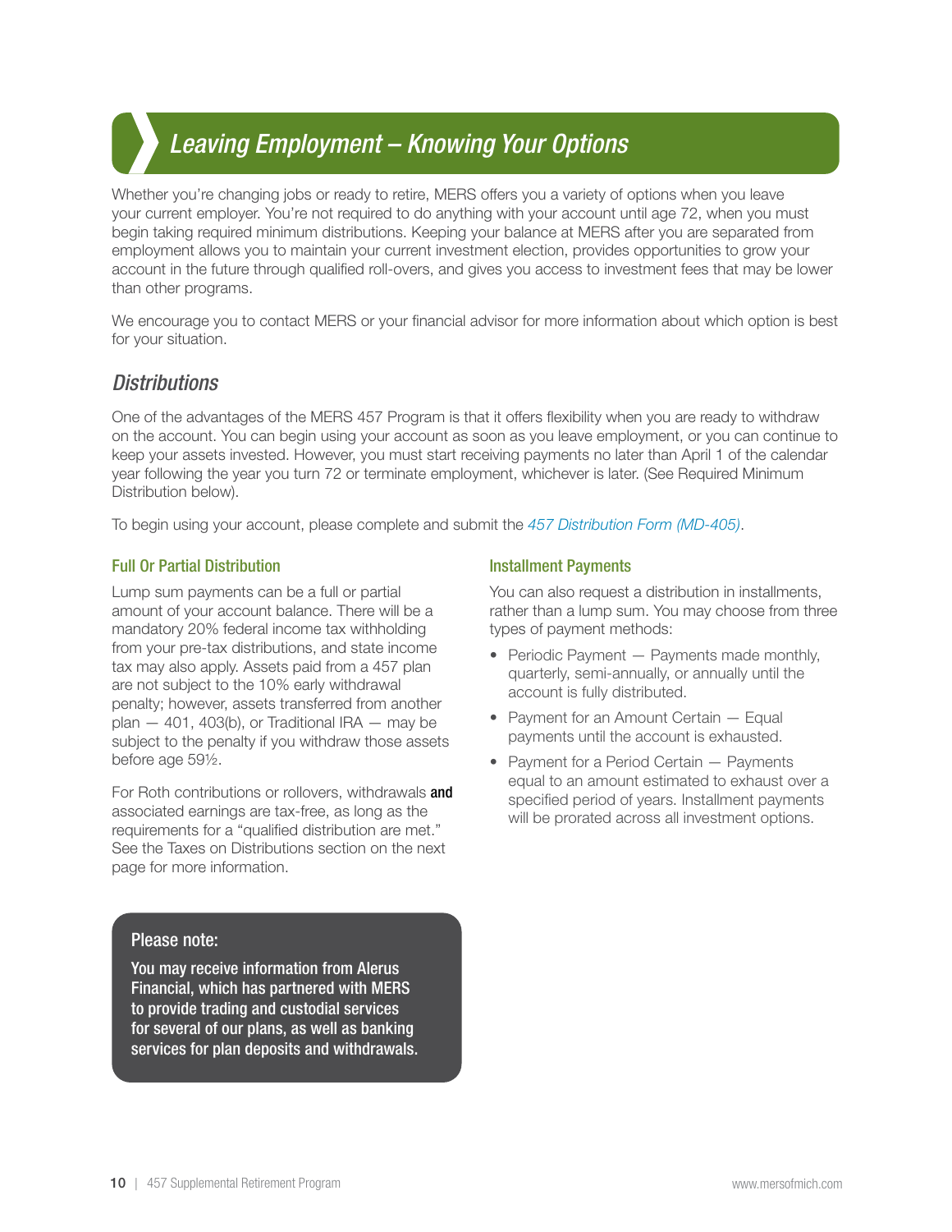# Leaving Employment – Knowing Your Options

Whether you're changing jobs or ready to retire, MERS offers you a variety of options when you leave your current employer. You're not required to do anything with your account until age 72, when you must begin taking required minimum distributions. Keeping your balance at MERS after you are separated from employment allows you to maintain your current investment election, provides opportunities to grow your account in the future through qualified roll-overs, and gives you access to investment fees that may be lower than other programs.

We encourage you to contact MERS or your financial advisor for more information about which option is best for your situation.

## Distributions

One of the advantages of the MERS 457 Program is that it offers flexibility when you are ready to withdraw on the account. You can begin using your account as soon as you leave employment, or you can continue to keep your assets invested. However, you must start receiving payments no later than April 1 of the calendar year following the year you turn 72 or terminate employment, whichever is later. (See Required Minimum Distribution below).

To begin using your account, please complete and submit the *457 Distribution Form (MD-405)*.

### Full Or Partial Distribution

Lump sum payments can be a full or partial amount of your account balance. There will be a mandatory 20% federal income tax withholding from your pre-tax distributions, and state income tax may also apply. Assets paid from a 457 plan are not subject to the 10% early withdrawal penalty; however, assets transferred from another plan — 401, 403(b), or Traditional IRA — may be subject to the penalty if you withdraw those assets before age 59½.

For Roth contributions or rollovers, withdrawals **and** associated earnings are tax-free, as long as the requirements for a "qualified distribution are met." See the Taxes on Distributions section on the next page for more information.

**Please note:**

**You may receive information from Alerus Financial, which has partnered with MERS to provide trading and custodial services for several of our plans, as well as banking services for plan deposits and withdrawals.**

### Installment Payments

You can also request a distribution in installments, rather than a lump sum. You may choose from three types of payment methods:

- Periodic Payment — Payments made monthly, quarterly, semi-annually, or annually until the account is fully distributed.
- Payment for an Amount Certain — Equal payments until the account is exhausted.
- Payment for a Period Certain — Payments equal to an amount estimated to exhaust over a specified period of years. Installment payments will be prorated across all investment options.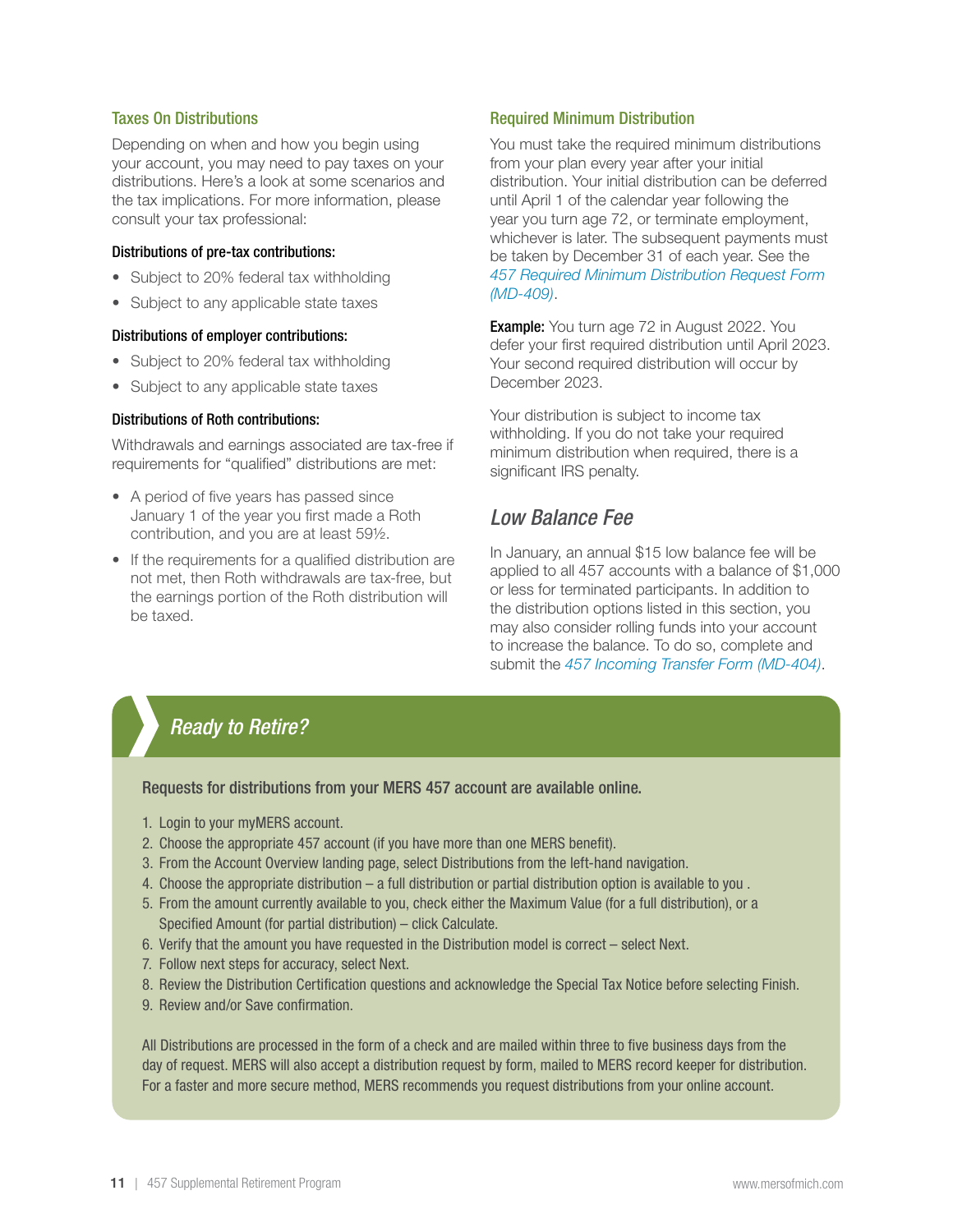### Taxes On Distributions

Depending on when and how you begin using your account, you may need to pay taxes on your distributions. Here's a look at some scenarios and the tax implications. For more information, please consult your tax professional:

**Distributions of pre-tax contributions:**

- Subject to 20% federal tax withholding
- Subject to any applicable state taxes

**Distributions of employer contributions:**

- Subject to 20% federal tax withholding
- Subject to any applicable state taxes

**Distributions of Roth contributions:**

Withdrawals and earnings associated are tax-free if requirements for "qualified" distributions are met:

- A period of five years has passed since January 1 of the year you first made a Roth contribution, and you are at least 59½.
- If the requirements for a qualified distribution are not met, then Roth withdrawals are tax-free, but the earnings portion of the Roth distribution will be taxed.

### Required Minimum Distribution

You must take the required minimum distributions from your plan every year after your initial distribution. Your initial distribution can be deferred until April 1 of the calendar year following the year you turn age 72, or terminate employment, whichever is later. The subsequent payments must be taken by December 31 of each year. See the *457 Required Minimum Distribution Request Form (MD-409)*.

**Example:** You turn age 72 in August 2022. You defer your first required distribution until April 2023. Your second required distribution will occur by December 2023.

Your distribution is subject to income tax withholding. If you do not take your required minimum distribution when required, there is a significant IRS penalty.

## *Low Balance Fee*

In January, an annual $15 low balance fee will be applied to all 457 accounts with a balance of $1,000 or less for terminated participants. In addition to the distribution options listed in this section, you may also consider rolling funds into your account to increase the balance. To do so, complete and submit the *457 Incoming Transfer Form (MD-404)*.

## *Ready to Retire?*

**Requests for distributions from your MERS 457 account are available online.**

1. Login to your myMERS account.
2. Choose the appropriate 457 account (if you have more than one MERS benefit).
3. From the Account Overview landing page, select Distributions from the left-hand navigation.
4. Choose the appropriate distribution – a full distribution or partial distribution option is available to you .
5. From the amount currently available to you, check either the Maximum Value (for a full distribution), or a Specified Amount (for partial distribution) – click Calculate.
6. Verify that the amount you have requested in the Distribution model is correct – select Next.
7. Follow next steps for accuracy, select Next.
8. Review the Distribution Certification questions and acknowledge the Special Tax Notice before selecting Finish.
9. Review and/or Save confirmation.

All Distributions are processed in the form of a check and are mailed within three to five business days from the day of request. MERS will also accept a distribution request by form, mailed to MERS record keeper for distribution. For a faster and more secure method, MERS recommends you request distributions from your online account.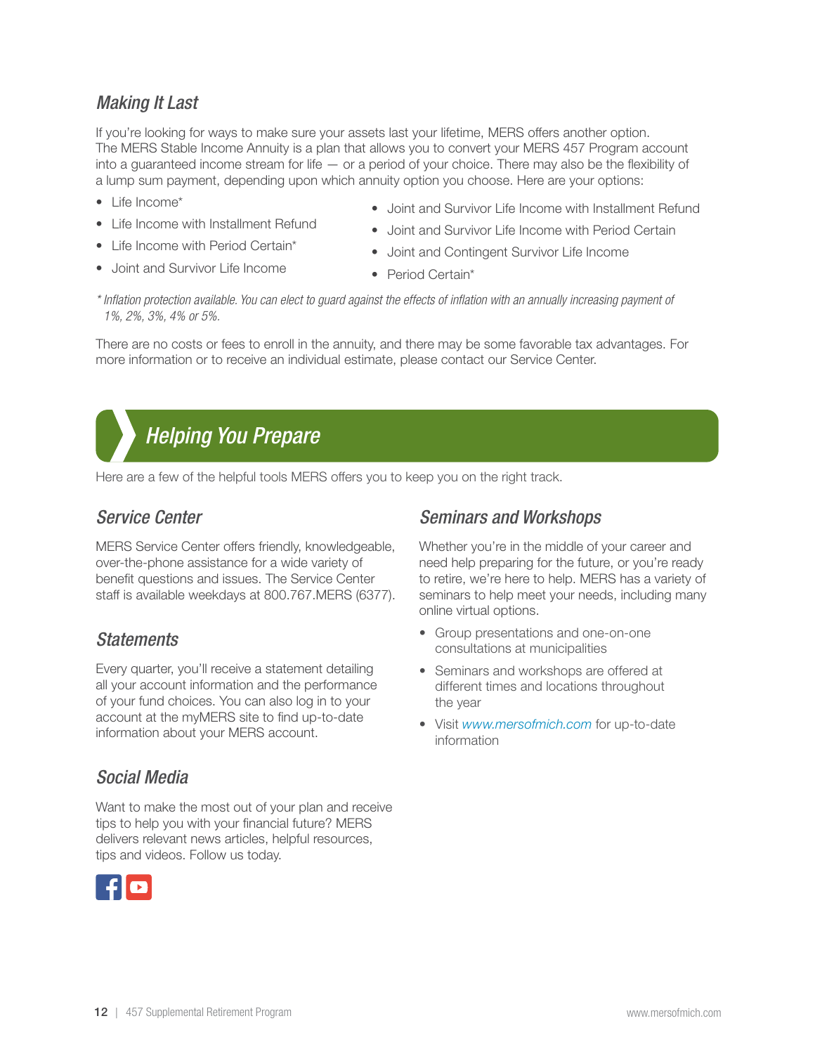## *Making It Last*

If you're looking for ways to make sure your assets last your lifetime, MERS offers another option. The MERS Stable Income Annuity is a plan that allows you to convert your MERS 457 Program account into a guaranteed income stream for life — or a period of your choice. There may also be the flexibility of a lump sum payment, depending upon which annuity option you choose. Here are your options:

- Life Income*
- Life Income with Installment Refund
- Life Income with Period Certain*
- Joint and Survivor Life Income
- Joint and Survivor Life Income with Installment Refund
- Joint and Survivor Life Income with Period Certain
- Joint and Contingent Survivor Life Income
- Period Certain*

*\* Inflation protection available. You can elect to guard against the effects of inflation with an annually increasing payment of 1%, 2%, 3%, 4% or 5%.*

There are no costs or fees to enroll in the annuity, and there may be some favorable tax advantages. For more information or to receive an individual estimate, please contact our Service Center.

# *Helping You Prepare*

Here are a few of the helpful tools MERS offers you to keep you on the right track.

## *Service Center*

MERS Service Center offers friendly, knowledgeable, over-the-phone assistance for a wide variety of benefit questions and issues. The Service Center staff is available weekdays at 800.767.MERS (6377).

## *Statements*

Every quarter, you'll receive a statement detailing all your account information and the performance of your fund choices. You can also log in to your account at the myMERS site to find up-to-date information about your MERS account.

## *Social Media*

Want to make the most out of your plan and receive tips to help you with your financial future? MERS delivers relevant news articles, helpful resources, tips and videos. Follow us today.

## *Seminars and Workshops*

Whether you're in the middle of your career and need help preparing for the future, or you're ready to retire, we're here to help. MERS has a variety of seminars to help meet your needs, including many online virtual options.

- Group presentations and one-on-one consultations at municipalities
- Seminars and workshops are offered at different times and locations throughout the year
- Visit *www.mersofmich.com* for up-to-date information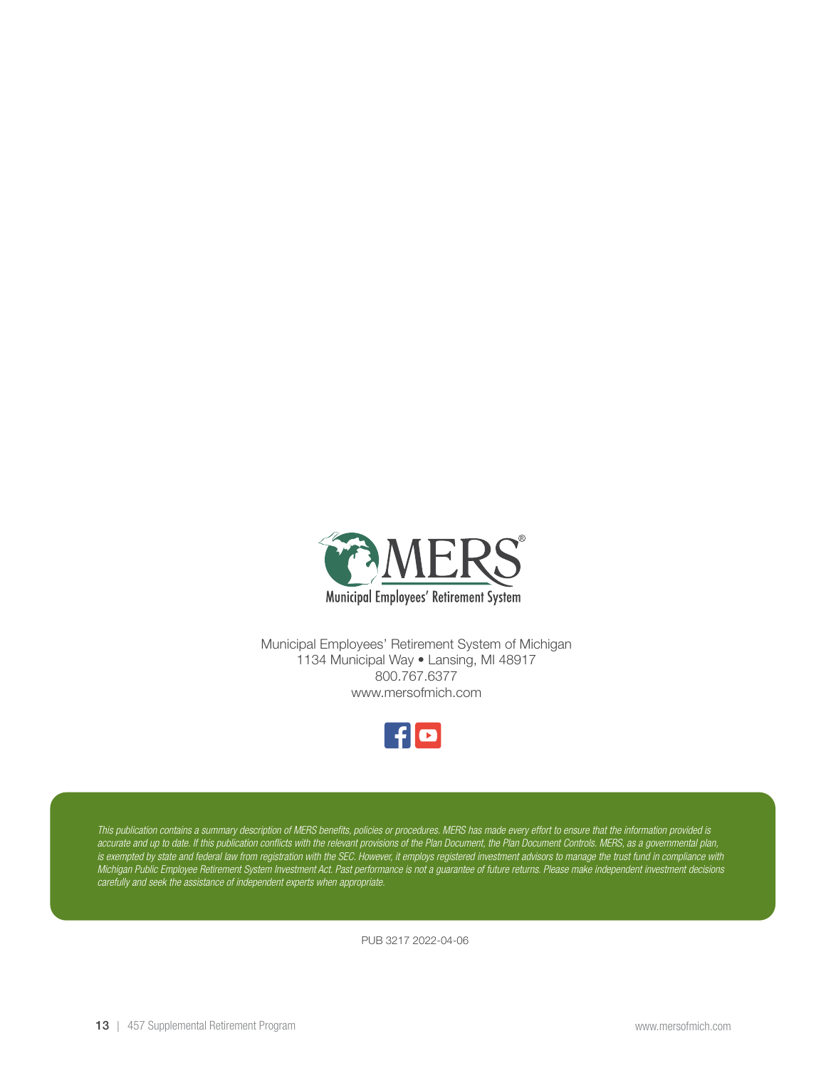MERS®

Municipal Employees' Retirement System

Municipal Employees' Retirement System of Michigan
1134 Municipal Way • Lansing, MI 48917
800.767.6377
www.mersofmich.com

*This publication contains a summary description of MERS benefits, policies or procedures. MERS has made every effort to ensure that the information provided is accurate and up to date. If this publication conflicts with the relevant provisions of the Plan Document, the Plan Document Controls. MERS, as a governmental plan, is exempted by state and federal law from registration with the SEC. However, it employs registered investment advisors to manage the trust fund in compliance with Michigan Public Employee Retirement System Investment Act. Past performance is not a guarantee of future returns. Please make independent investment decisions carefully and seek the assistance of independent experts when appropriate.*

PUB 3217 2022-04-06